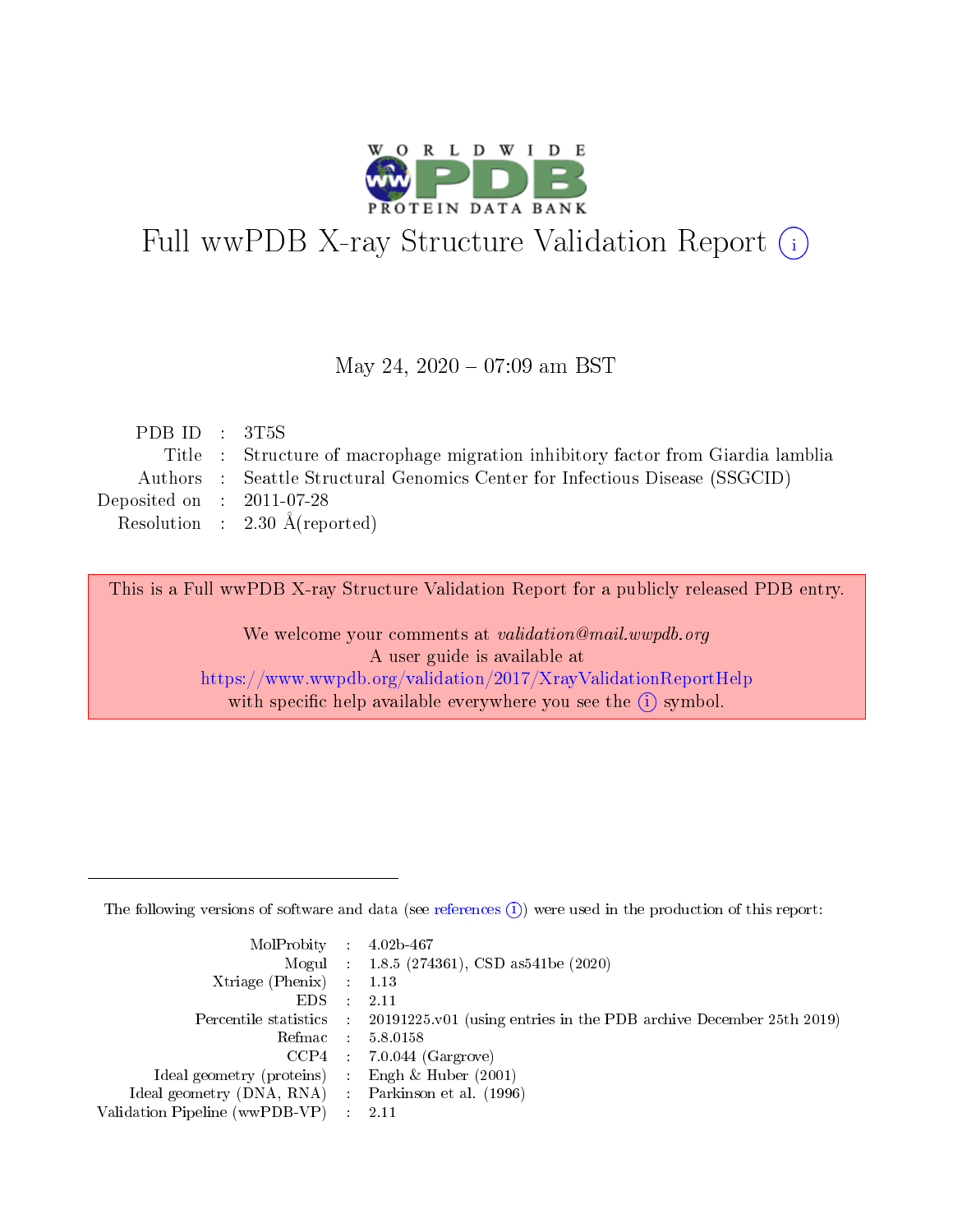# Full wwPDB X-ray Structure Validation Report (i)

May 24, 2020 – 07:09 am BST

| | | |
|---|---|---|
| PDB ID | : | 3T5S |
| Title | : | Structure of macrophage migration inhibitory factor from Giardia lamblia |
| Authors | : | Seattle Structural Genomics Center for Infectious Disease (SSGCID) |
| Deposited on | : | 2011-07-28 |
| Resolution | : | 2.30 Å(reported) |

This is a Full wwPDB X-ray Structure Validation Report for a publicly released PDB entry.

We welcome your comments at *validation@mail.wwpdb.org*
A user guide is available at
https://www.wwpdb.org/validation/2017/XrayValidationReportHelp
with specific help available everywhere you see the (i) symbol.

The following versions of software and data (see references (i)) were used in the production of this report:

| | | |
|---|---|---|
| MolProbity | : | 4.02b-467 |
| Mogul | : | 1.8.5 (274361), CSD as541be (2020) |
| Xtriage (Phenix) | : | 1.13 |
| EDS | : | 2.11 |
| Percentile statistics | : | 20191225.v01 (using entries in the PDB archive December 25th 2019) |
| Refmac | : | 5.8.0158 |
| CCP4 | : | 7.0.044 (Gargrove) |
| Ideal geometry (proteins) | : | Engh & Huber (2001) |
| Ideal geometry (DNA, RNA) | : | Parkinson et al. (1996) |
| Validation Pipeline (wwPDB-VP) | : | 2.11 |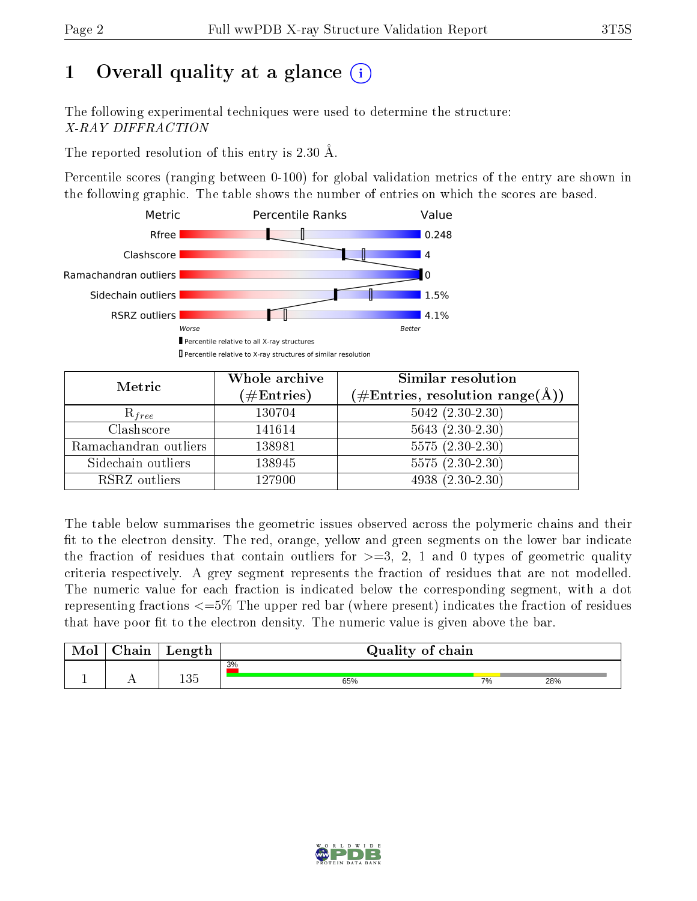# 1 Overall quality at a glance

The following experimental techniques were used to determine the structure:
*X-RAY DIFFRACTION*

The reported resolution of this entry is 2.30 Å.

Percentile scores (ranging between 0-100) for global validation metrics of the entry are shown in the following graphic. The table shows the number of entries on which the scores are based.

| Metric | Value |
|---|---|
| Rfree | 0.248 |
| Clashscore | 4 |
| Ramachandran outliers | 0 |
| Sidechain outliers | 1.5% |
| RSRZ outliers | 4.1% |

Worse — Better

Percentile relative to all X-ray structures

Percentile relative to X-ray structures of similar resolution

| Metric | Whole archive (#Entries) | Similar resolution (#Entries, resolution range(Å)) |
|---|---|---|
| $R_{free}$ | 130704 | 5042 (2.30-2.30) |
| Clashscore | 141614 | 5643 (2.30-2.30) |
| Ramachandran outliers | 138981 | 5575 (2.30-2.30) |
| Sidechain outliers | 138945 | 5575 (2.30-2.30) |
| RSRZ outliers | 127900 | 4938 (2.30-2.30) |

The table below summarises the geometric issues observed across the polymeric chains and their fit to the electron density. The red, orange, yellow and green segments on the lower bar indicate the fraction of residues that contain outliers for >=3, 2, 1 and 0 types of geometric quality criteria respectively. A grey segment represents the fraction of residues that are not modelled. The numeric value for each fraction is indicated below the corresponding segment, with a dot representing fractions <=5% The upper red bar (where present) indicates the fraction of residues that have poor fit to the electron density. The numeric value is given above the bar.

| Mol | Chain | Length | Quality of chain |
|---|---|---|---|
| 1 | A | 135 | 3% (poor fit); 65%, 7%, 28% |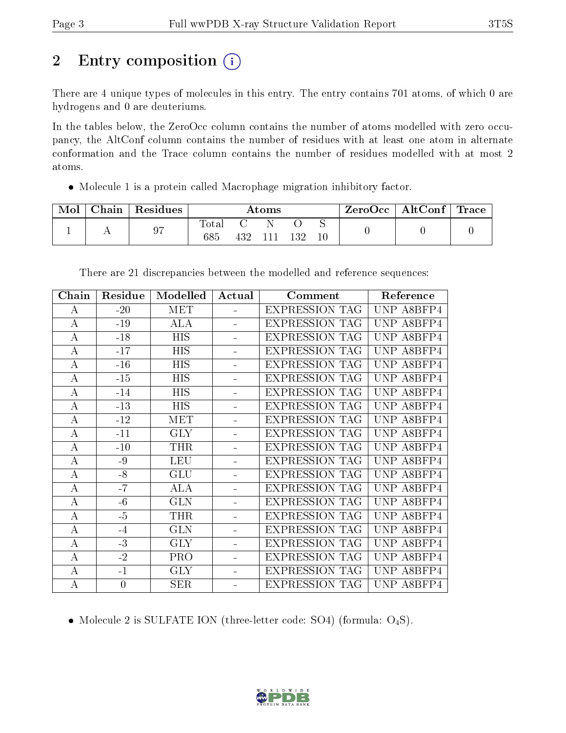# 2 Entry composition

There are 4 unique types of molecules in this entry. The entry contains 701 atoms, of which 0 are hydrogens and 0 are deuteriums.

In the tables below, the ZeroOcc column contains the number of atoms modelled with zero occupancy, the AltConf column contains the number of residues with at least one atom in alternate conformation and the Trace column contains the number of residues modelled with at most 2 atoms.

- Molecule 1 is a protein called Macrophage migration inhibitory factor.

| Mol | Chain | Residues | Atoms | | | | | ZeroOcc | AltConf | Trace |
|---|---|---|---|---|---|---|---|---|---|---|
| | | | Total | C | N | O | S | | | |
| 1 | A | 97 | 685 | 432 | 111 | 132 | 10 | 0 | 0 | 0 |

There are 21 discrepancies between the modelled and reference sequences:

| Chain | Residue | Modelled | Actual | Comment | Reference |
|---|---|---|---|---|---|
| A | -20 | MET | - | EXPRESSION TAG | UNP A8BFP4 |
| A | -19 | ALA | - | EXPRESSION TAG | UNP A8BFP4 |
| A | -18 | HIS | - | EXPRESSION TAG | UNP A8BFP4 |
| A | -17 | HIS | - | EXPRESSION TAG | UNP A8BFP4 |
| A | -16 | HIS | - | EXPRESSION TAG | UNP A8BFP4 |
| A | -15 | HIS | - | EXPRESSION TAG | UNP A8BFP4 |
| A | -14 | HIS | - | EXPRESSION TAG | UNP A8BFP4 |
| A | -13 | HIS | - | EXPRESSION TAG | UNP A8BFP4 |
| A | -12 | MET | - | EXPRESSION TAG | UNP A8BFP4 |
| A | -11 | GLY | - | EXPRESSION TAG | UNP A8BFP4 |
| A | -10 | THR | - | EXPRESSION TAG | UNP A8BFP4 |
| A | -9 | LEU | - | EXPRESSION TAG | UNP A8BFP4 |
| A | -8 | GLU | - | EXPRESSION TAG | UNP A8BFP4 |
| A | -7 | ALA | - | EXPRESSION TAG | UNP A8BFP4 |
| A | -6 | GLN | - | EXPRESSION TAG | UNP A8BFP4 |
| A | -5 | THR | - | EXPRESSION TAG | UNP A8BFP4 |
| A | -4 | GLN | - | EXPRESSION TAG | UNP A8BFP4 |
| A | -3 | GLY | - | EXPRESSION TAG | UNP A8BFP4 |
| A | -2 | PRO | - | EXPRESSION TAG | UNP A8BFP4 |
| A | -1 | GLY | - | EXPRESSION TAG | UNP A8BFP4 |
| A | 0 | SER | - | EXPRESSION TAG | UNP A8BFP4 |

- Molecule 2 is SULFATE ION (three-letter code: SO4) (formula: $O_4S$).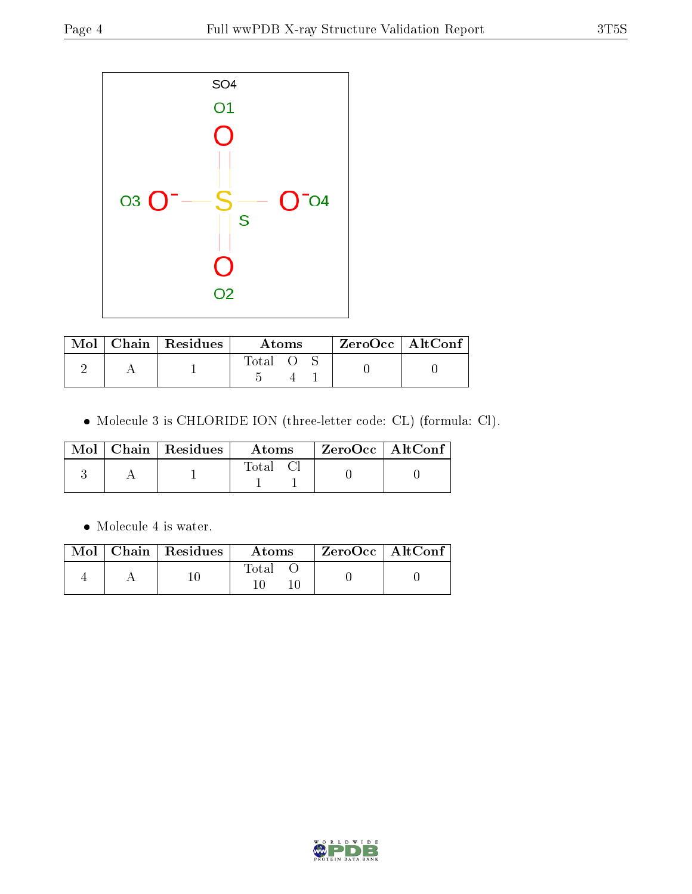| Mol | Chain | Residues | Atoms | | | ZeroOcc | AltConf |
|---|---|---|---|---|---|---|---|
| | | | Total | O | S | | |
| 2 | A | 1 | 5 | 4 | 1 | 0 | 0 |

- Molecule 3 is CHLORIDE ION (three-letter code: CL) (formula: Cl).

| Mol | Chain | Residues | Atoms | | ZeroOcc | AltConf |
|---|---|---|---|---|---|---|
| | | | Total | Cl | | |
| 3 | A | 1 | 1 | 1 | 0 | 0 |

- Molecule 4 is water.

| Mol | Chain | Residues | Atoms | | ZeroOcc | AltConf |
|---|---|---|---|---|---|---|
| | | | Total | O | | |
| 4 | A | 10 | 10 | 10 | 0 | 0 |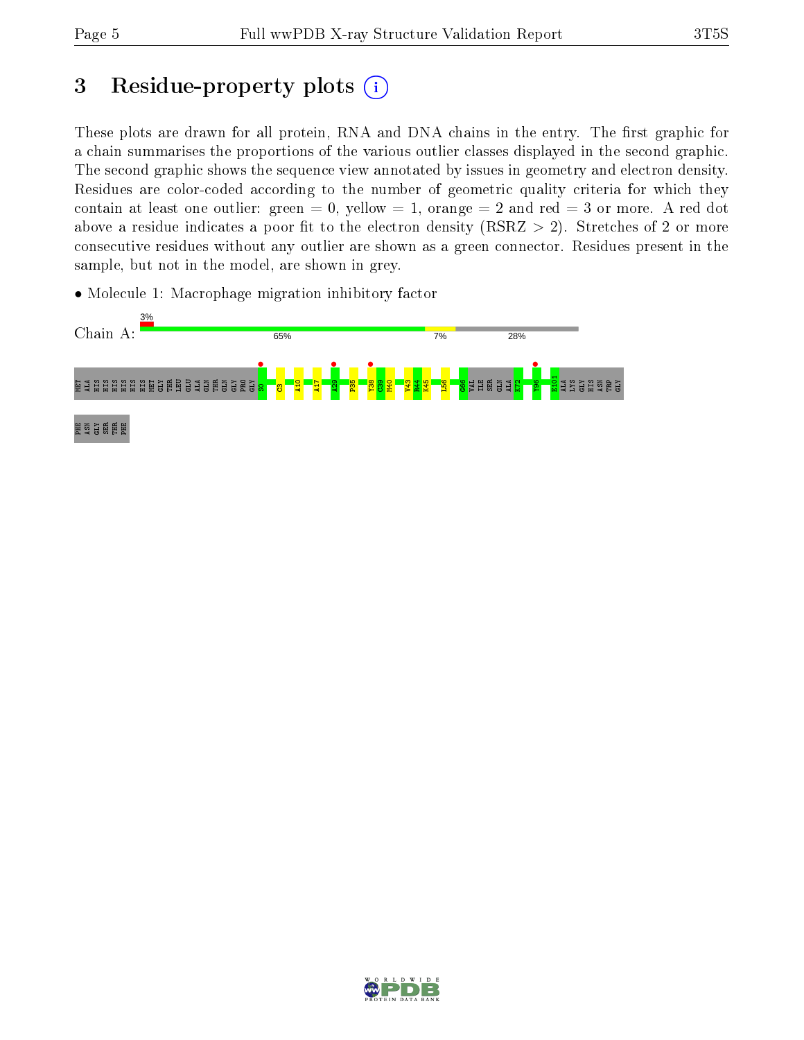# 3 Residue-property plots

These plots are drawn for all protein, RNA and DNA chains in the entry. The first graphic for a chain summarises the proportions of the various outlier classes displayed in the second graphic. The second graphic shows the sequence view annotated by issues in geometry and electron density. Residues are color-coded according to the number of geometric quality criteria for which they contain at least one outlier: green = 0, yellow = 1, orange = 2 and red = 3 or more. A red dot above a residue indicates a poor fit to the electron density (RSRZ > 2). Stretches of 2 or more consecutive residues without any outlier are shown as a green connector. Residues present in the sample, but not in the model, are shown in grey.

- Molecule 1: Macrophage migration inhibitory factor

Chain A: 3% | 65% | 7% | 28%

MET ALA HIS HIS HIS HIS HIS HIS MET GLY THR LEU GLU ALA GLN THR GLN GLY PRO GLY S0 C3 A10 A17 A29 P35 Y38 C39 M40 V43 R44 K45 L56 G66 VAL ILE SER GLN ALA K72 Y96 E101 ALA LYS GLY HIS ASN TRP GLY PHE ASN GLY SER THR PHE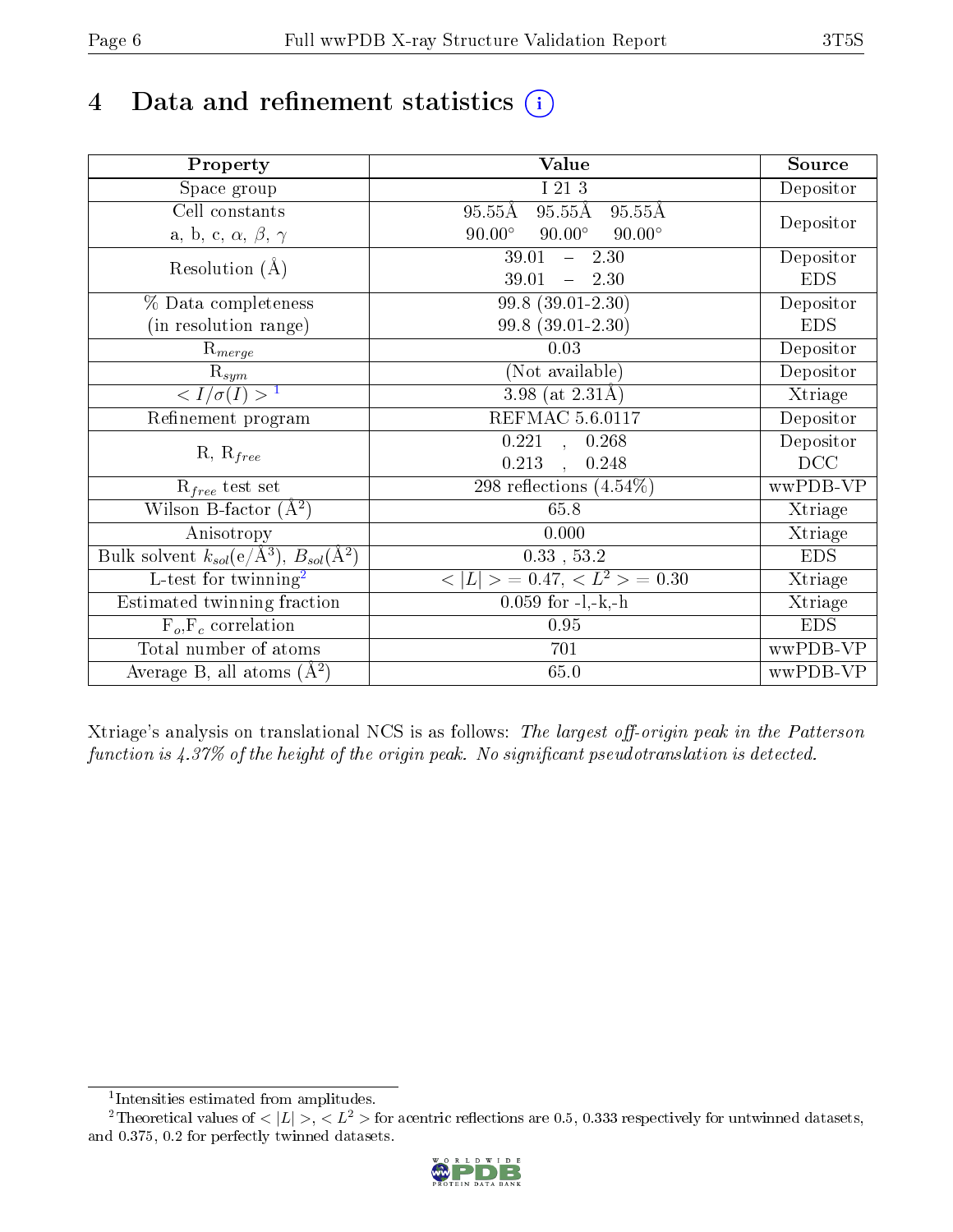# 4 Data and refinement statistics (i)

| Property | Value | Source |
|---|---|---|
| Space group | I 21 3 | Depositor |
| Cell constants<br>a, b, c, $\alpha$, $\beta$, $\gamma$ | 95.55Å 95.55Å 95.55Å<br>90.00° 90.00° 90.00° | Depositor |
| Resolution (Å) | 39.01 – 2.30<br>39.01 – 2.30 | Depositor<br>EDS |
| % Data completeness<br>(in resolution range) | 99.8 (39.01-2.30)<br>99.8 (39.01-2.30) | Depositor<br>EDS |
| $R_{merge}$ | 0.03 | Depositor |
| $R_{sym}$ | (Not available) | Depositor |
| $< I/\sigma(I) >$ [1] | 3.98 (at 2.31Å) | Xtriage |
| Refinement program | REFMAC 5.6.0117 | Depositor |
| R, $R_{free}$ | 0.221 , 0.268<br>0.213 , 0.248 | Depositor<br>DCC |
| $R_{free}$ test set | 298 reflections (4.54%) | wwPDB-VP |
| Wilson B-factor (Å$^2$) | 65.8 | Xtriage |
| Anisotropy | 0.000 | Xtriage |
| Bulk solvent $k_{sol}$(e/Å$^3$), $B_{sol}$(Å$^2$) | 0.33 , 53.2 | EDS |
| L-test for twinning[2] | $< \|L\| > = 0.47$, $< L^2 > = 0.30$ | Xtriage |
| Estimated twinning fraction | 0.059 for -l,-k,-h | Xtriage |
| $F_o$,$F_c$ correlation | 0.95 | EDS |
| Total number of atoms | 701 | wwPDB-VP |
| Average B, all atoms (Å$^2$) | 65.0 | wwPDB-VP |

Xtriage's analysis on translational NCS is as follows: *The largest off-origin peak in the Patterson function is 4.37% of the height of the origin peak. No significant pseudotranslation is detected.*

[1] Intensities estimated from amplitudes.

[2] Theoretical values of $< |L| >$, $< L^2 >$ for acentric reflections are 0.5, 0.333 respectively for untwinned datasets, and 0.375, 0.2 for perfectly twinned datasets.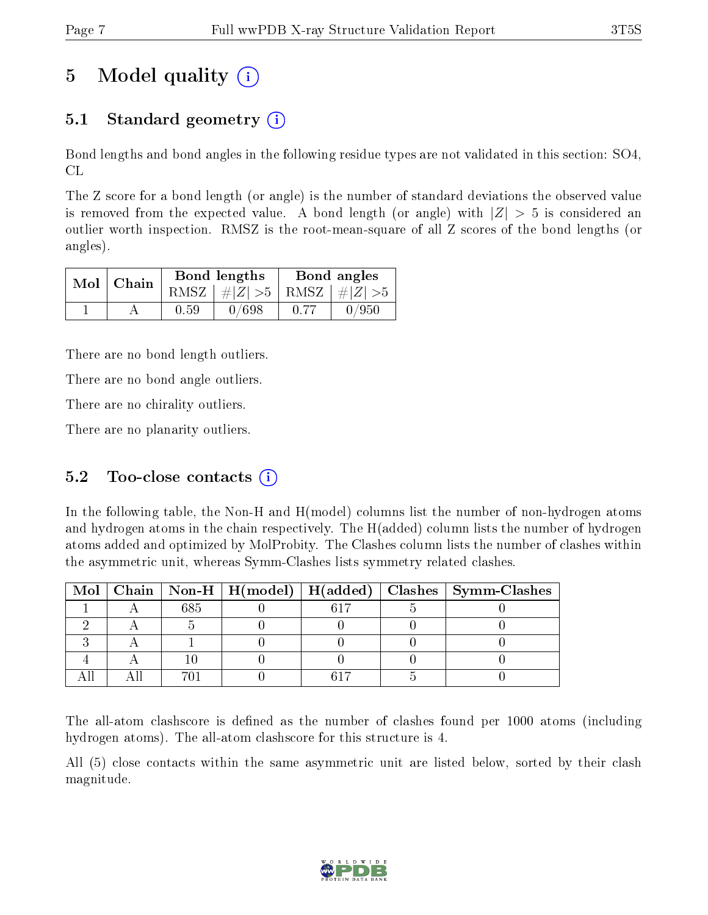# 5 Model quality

## 5.1 Standard geometry

Bond lengths and bond angles in the following residue types are not validated in this section: SO4, CL

The Z score for a bond length (or angle) is the number of standard deviations the observed value is removed from the expected value. A bond length (or angle) with $|Z| > 5$ is considered an outlier worth inspection. RMSZ is the root-mean-square of all Z scores of the bond lengths (or angles).

| Mol | Chain | Bond lengths | | Bond angles | |
|---|---|---|---|---|---|
| | | RMSZ | $\#\|Z\|>5$ | RMSZ | $\#\|Z\|>5$ |
| 1 | A | 0.59 | 0/698 | 0.77 | 0/950 |

There are no bond length outliers.

There are no bond angle outliers.

There are no chirality outliers.

There are no planarity outliers.

## 5.2 Too-close contacts

In the following table, the Non-H and H(model) columns list the number of non-hydrogen atoms and hydrogen atoms in the chain respectively. The H(added) column lists the number of hydrogen atoms added and optimized by MolProbity. The Clashes column lists the number of clashes within the asymmetric unit, whereas Symm-Clashes lists symmetry related clashes.

| Mol | Chain | Non-H | H(model) | H(added) | Clashes | Symm-Clashes |
|---|---|---|---|---|---|---|
| 1 | A | 685 | 0 | 617 | 5 | 0 |
| 2 | A | 5 | 0 | 0 | 0 | 0 |
| 3 | A | 1 | 0 | 0 | 0 | 0 |
| 4 | A | 10 | 0 | 0 | 0 | 0 |
| All | All | 701 | 0 | 617 | 5 | 0 |

The all-atom clashscore is defined as the number of clashes found per 1000 atoms (including hydrogen atoms). The all-atom clashscore for this structure is 4.

All (5) close contacts within the same asymmetric unit are listed below, sorted by their clash magnitude.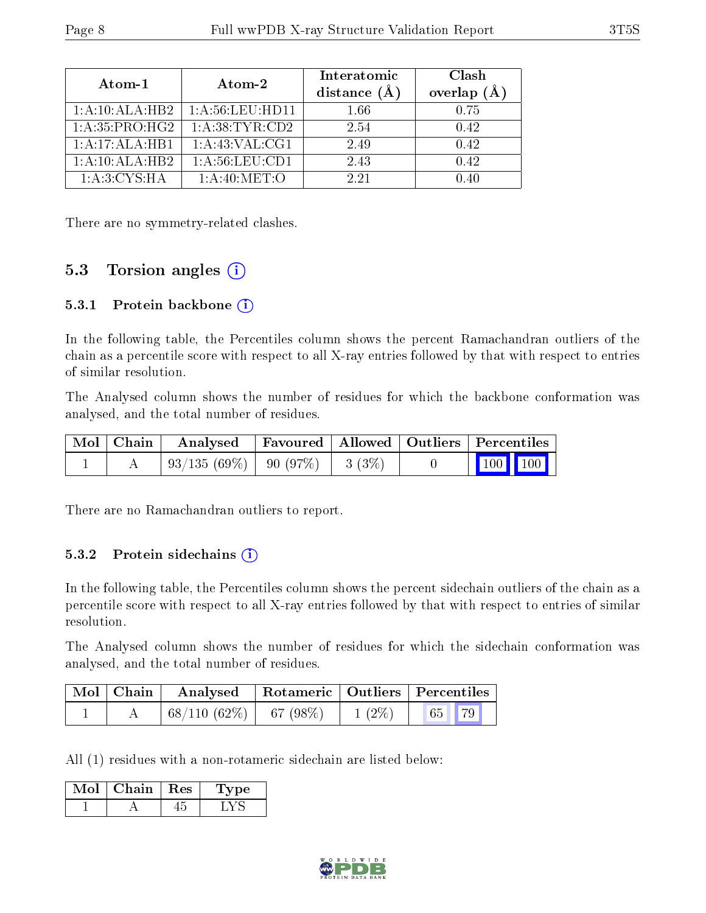| Atom-1 | Atom-2 | Interatomic distance (Å) | Clash overlap (Å) |
|---|---|---|---|
| 1:A:10:ALA:HB2 | 1:A:56:LEU:HD11 | 1.66 | 0.75 |
| 1:A:35:PRO:HG2 | 1:A:38:TYR:CD2 | 2.54 | 0.42 |
| 1:A:17:ALA:HB1 | 1:A:43:VAL:CG1 | 2.49 | 0.42 |
| 1:A:10:ALA:HB2 | 1:A:56:LEU:CD1 | 2.43 | 0.42 |
| 1:A:3:CYS:HA | 1:A:40:MET:O | 2.21 | 0.40 |

There are no symmetry-related clashes.

## 5.3 Torsion angles

### 5.3.1 Protein backbone

In the following table, the Percentiles column shows the percent Ramachandran outliers of the chain as a percentile score with respect to all X-ray entries followed by that with respect to entries of similar resolution.

The Analysed column shows the number of residues for which the backbone conformation was analysed, and the total number of residues.

| Mol | Chain | Analysed | Favoured | Allowed | Outliers | Percentiles | |
|---|---|---|---|---|---|---|---|
| 1 | A | 93/135 (69%) | 90 (97%) | 3 (3%) | 0 | 100 | 100 |

There are no Ramachandran outliers to report.

### 5.3.2 Protein sidechains

In the following table, the Percentiles column shows the percent sidechain outliers of the chain as a percentile score with respect to all X-ray entries followed by that with respect to entries of similar resolution.

The Analysed column shows the number of residues for which the sidechain conformation was analysed, and the total number of residues.

| Mol | Chain | Analysed | Rotameric | Outliers | Percentiles | |
|---|---|---|---|---|---|---|
| 1 | A | 68/110 (62%) | 67 (98%) | 1 (2%) | 65 | 79 |

All (1) residues with a non-rotameric sidechain are listed below:

| Mol | Chain | Res | Type |
|---|---|---|---|
| 1 | A | 45 | LYS |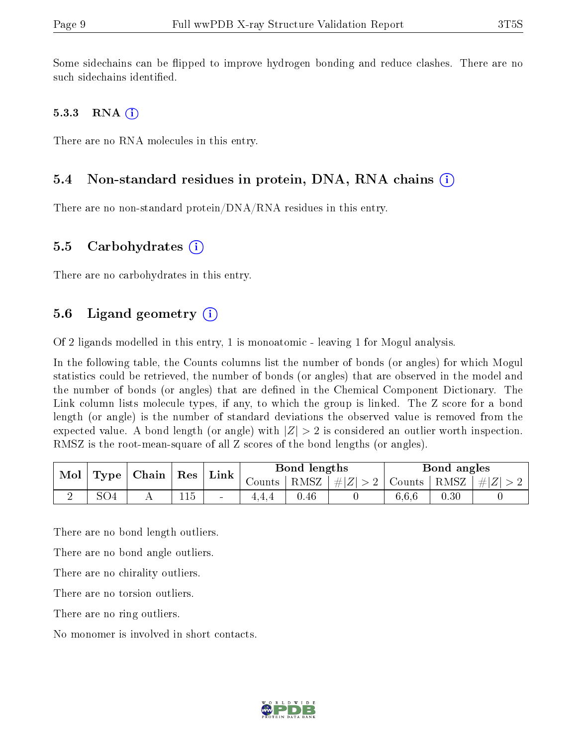Some sidechains can be flipped to improve hydrogen bonding and reduce clashes. There are no such sidechains identified.

### 5.3.3 RNA (i)

There are no RNA molecules in this entry.

## 5.4 Non-standard residues in protein, DNA, RNA chains (i)

There are no non-standard protein/DNA/RNA residues in this entry.

## 5.5 Carbohydrates (i)

There are no carbohydrates in this entry.

## 5.6 Ligand geometry (i)

Of 2 ligands modelled in this entry, 1 is monoatomic - leaving 1 for Mogul analysis.

In the following table, the Counts columns list the number of bonds (or angles) for which Mogul statistics could be retrieved, the number of bonds (or angles) that are observed in the model and the number of bonds (or angles) that are defined in the Chemical Component Dictionary. The Link column lists molecule types, if any, to which the group is linked. The Z score for a bond length (or angle) is the number of standard deviations the observed value is removed from the expected value. A bond length (or angle) with $|Z| > 2$ is considered an outlier worth inspection. RMSZ is the root-mean-square of all Z scores of the bond lengths (or angles).

| Mol | Type | Chain | Res | Link | Bond lengths | | | Bond angles | | |
|---|---|---|---|---|---|---|---|---|---|---|
| | | | | | Counts | RMSZ | $\#\|Z\| > 2$ | Counts | RMSZ | $\#\|Z\| > 2$ |
| 2 | SO4 | A | 115 | - | 4,4,4 | 0.46 | 0 | 6,6,6 | 0.30 | 0 |

There are no bond length outliers.

There are no bond angle outliers.

There are no chirality outliers.

There are no torsion outliers.

There are no ring outliers.

No monomer is involved in short contacts.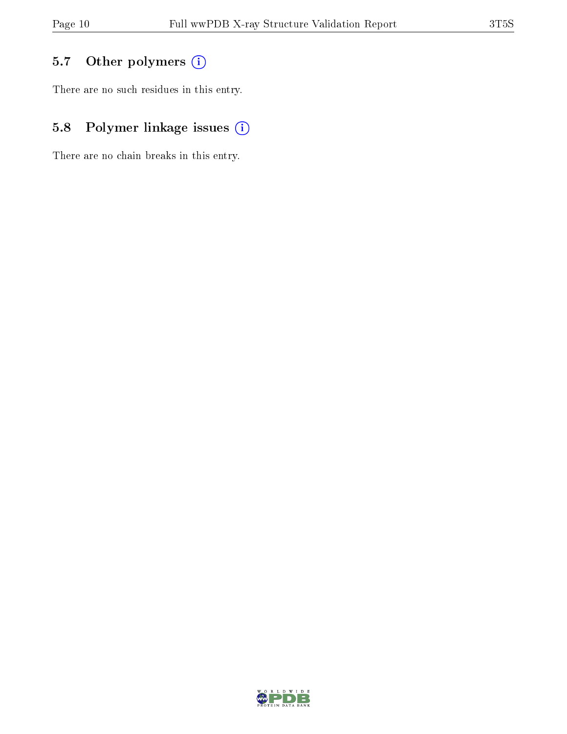### 5.7 Other polymers

There are no such residues in this entry.

### 5.8 Polymer linkage issues

There are no chain breaks in this entry.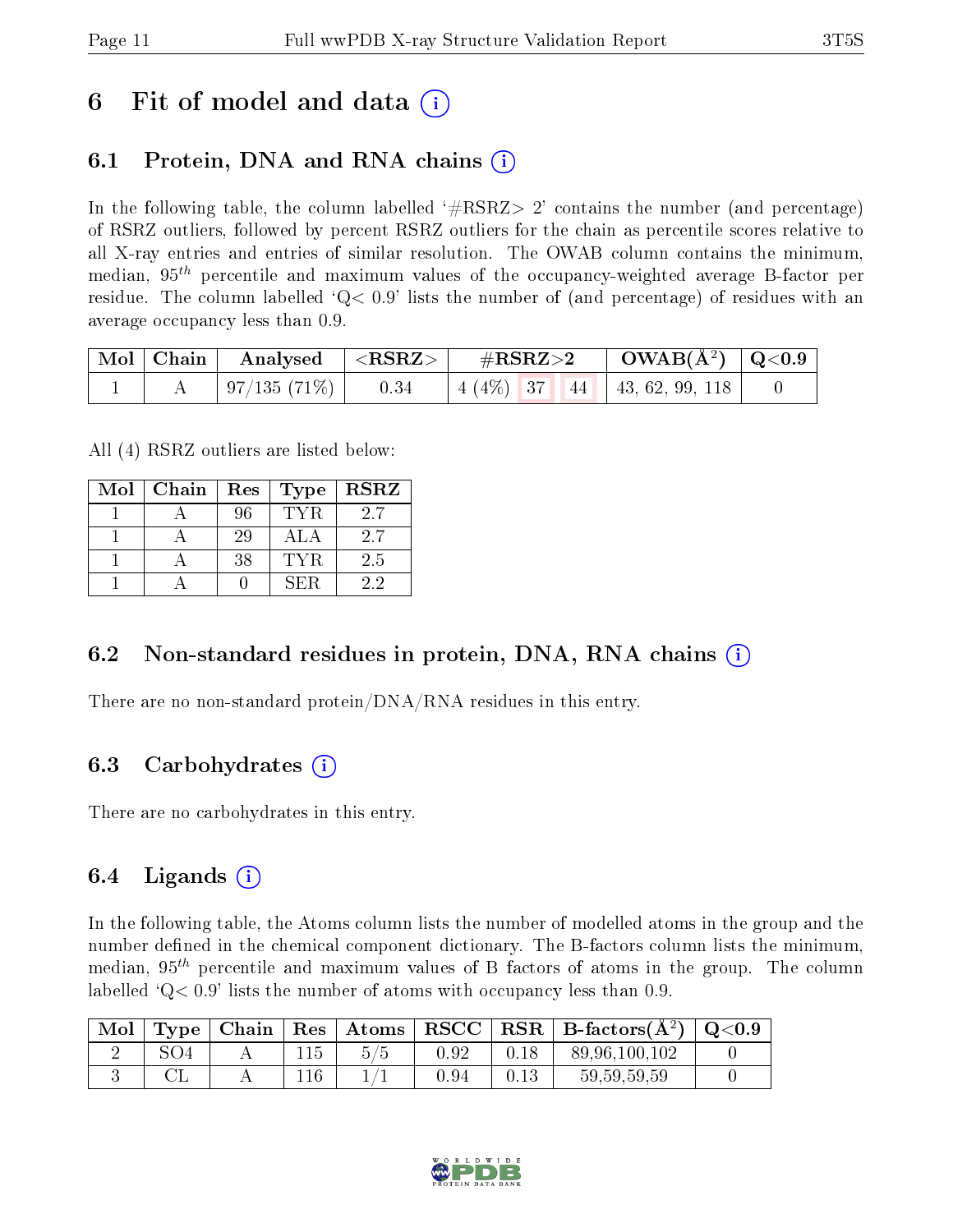# 6 Fit of model and data (i)

## 6.1 Protein, DNA and RNA chains (i)

In the following table, the column labelled '#RSRZ> 2' contains the number (and percentage) of RSRZ outliers, followed by percent RSRZ outliers for the chain as percentile scores relative to all X-ray entries and entries of similar resolution. The OWAB column contains the minimum, median, $95^{th}$ percentile and maximum values of the occupancy-weighted average B-factor per residue. The column labelled 'Q< 0.9' lists the number of (and percentage) of residues with an average occupancy less than 0.9.

| Mol | Chain | Analysed | <RSRZ> | #RSRZ>2 | OWAB(Å$^2$) | Q<0.9 |
|---|---|---|---|---|---|---|
| 1 | A | 97/135 (71%) | 0.34 | 4 (4%) 37 44 | 43, 62, 99, 118 | 0 |

All (4) RSRZ outliers are listed below:

| Mol | Chain | Res | Type | RSRZ |
|---|---|---|---|---|
| 1 | A | 96 | TYR | 2.7 |
| 1 | A | 29 | ALA | 2.7 |
| 1 | A | 38 | TYR | 2.5 |
| 1 | A | 0 | SER | 2.2 |

## 6.2 Non-standard residues in protein, DNA, RNA chains (i)

There are no non-standard protein/DNA/RNA residues in this entry.

## 6.3 Carbohydrates (i)

There are no carbohydrates in this entry.

## 6.4 Ligands (i)

In the following table, the Atoms column lists the number of modelled atoms in the group and the number defined in the chemical component dictionary. The B-factors column lists the minimum, median, $95^{th}$ percentile and maximum values of B factors of atoms in the group. The column labelled 'Q< 0.9' lists the number of atoms with occupancy less than 0.9.

| Mol | Type | Chain | Res | Atoms | RSCC | RSR | B-factors(Å$^2$) | Q<0.9 |
|---|---|---|---|---|---|---|---|---|
| 2 | SO4 | A | 115 | 5/5 | 0.92 | 0.18 | 89,96,100,102 | 0 |
| 3 | CL | A | 116 | 1/1 | 0.94 | 0.13 | 59,59,59,59 | 0 |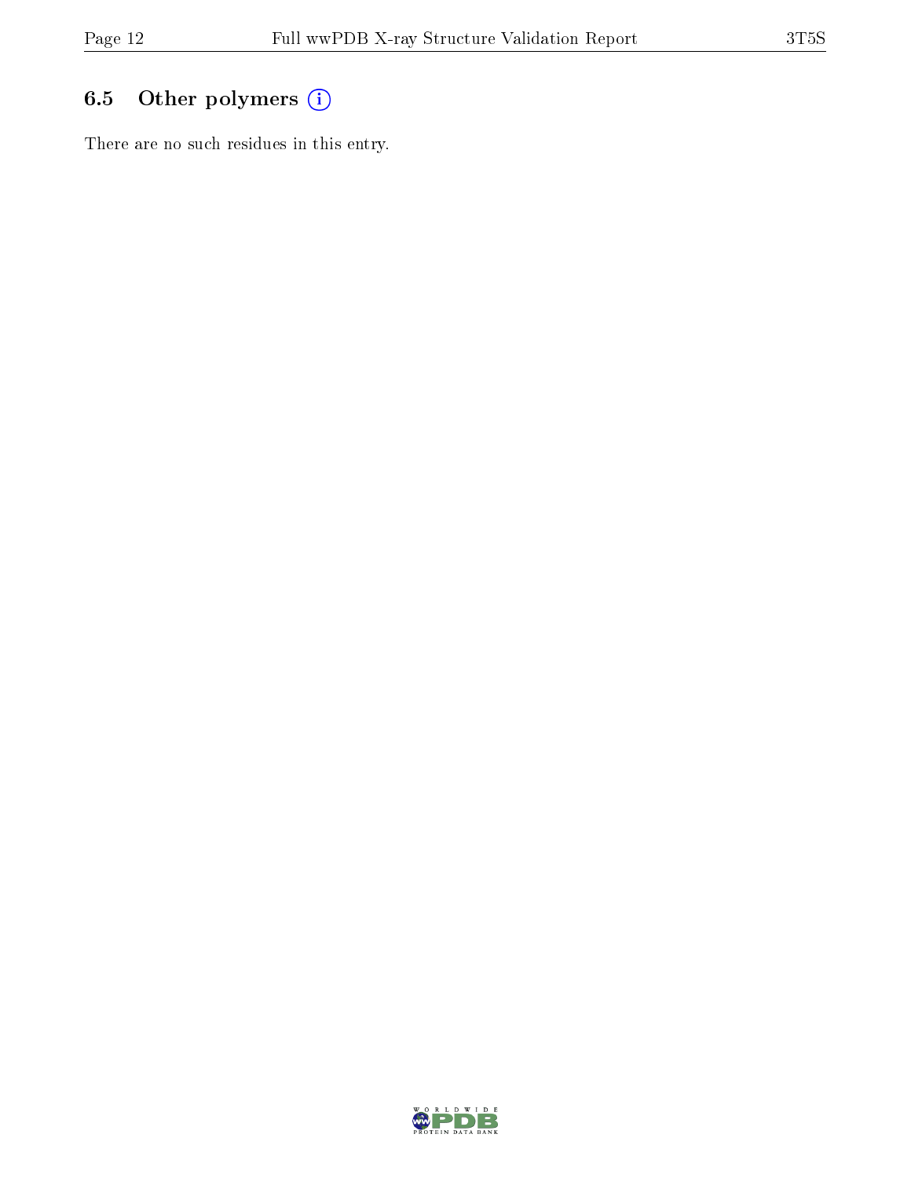### 6.5 Other polymers

There are no such residues in this entry.